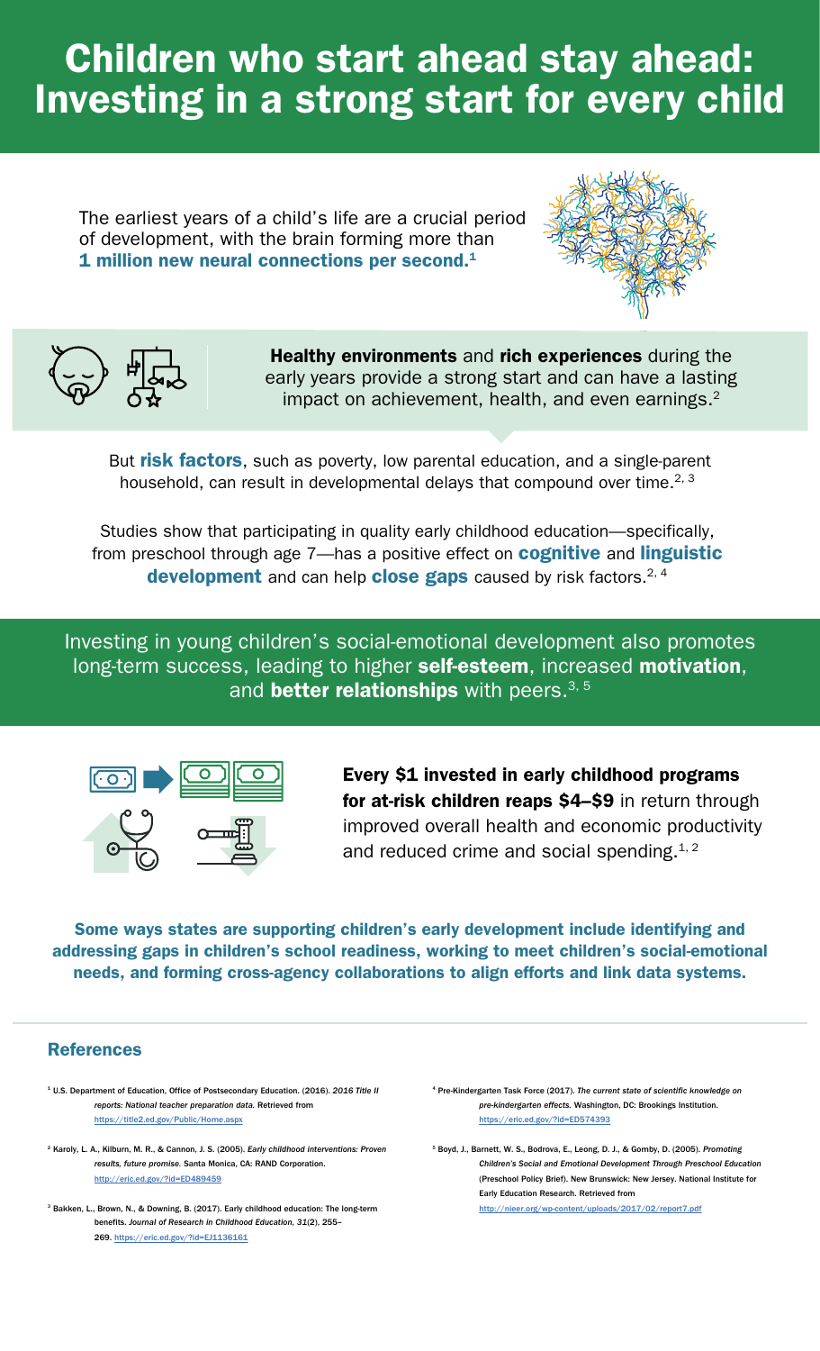# Children who start ahead stay ahead: Investing in a strong start for every child

The earliest years of a child's life are a crucial period of development, with the brain forming more than **1 million new neural connections per second.**[1]

**Healthy environments** and **rich experiences** during the early years provide a strong start and can have a lasting impact on achievement, health, and even earnings.[2]

But **risk factors**, such as poverty, low parental education, and a single-parent household, can result in developmental delays that compound over time.[2, 3]

Studies show that participating in quality early childhood education—specifically, from preschool through age 7—has a positive effect on **cognitive** and **linguistic development** and can help **close gaps** caused by risk factors.[2, 4]

Investing in young children's social-emotional development also promotes long-term success, leading to higher **self-esteem**, increased **motivation**, and **better relationships** with peers.[3, 5]

**Every $1 invested in early childhood programs for at-risk children reaps $4–$9** in return through improved overall health and economic productivity and reduced crime and social spending.[1, 2]

**Some ways states are supporting children's early development include identifying and addressing gaps in children's school readiness, working to meet children's social-emotional needs, and forming cross-agency collaborations to align efforts and link data systems.**

## References

[1] U.S. Department of Education, Office of Postsecondary Education. (2016). *2016 Title II reports: National teacher preparation data.* Retrieved from https://title2.ed.gov/Public/Home.aspx

[2] Karoly, L. A., Kilburn, M. R., & Cannon, J. S. (2005). *Early childhood interventions: Proven results, future promise.* Santa Monica, CA: RAND Corporation. http://eric.ed.gov/?id=ED489459

[3] Bakken, L., Brown, N., & Downing, B. (2017). Early childhood education: The long-term benefits. *Journal of Research in Childhood Education, 31*(2), 255–269. https://eric.ed.gov/?id=EJ1136161

[4] Pre-Kindergarten Task Force (2017). *The current state of scientific knowledge on pre-kindergarten effects.* Washington, DC: Brookings Institution. https://eric.ed.gov/?id=ED574393

[5] Boyd, J., Barnett, W. S., Bodrova, E., Leong, D. J., & Gomby, D. (2005). *Promoting Children's Social and Emotional Development Through Preschool Education* (Preschool Policy Brief). New Brunswick: New Jersey. National Institute for Early Education Research. Retrieved from http://nieer.org/wp-content/uploads/2017/02/report7.pdf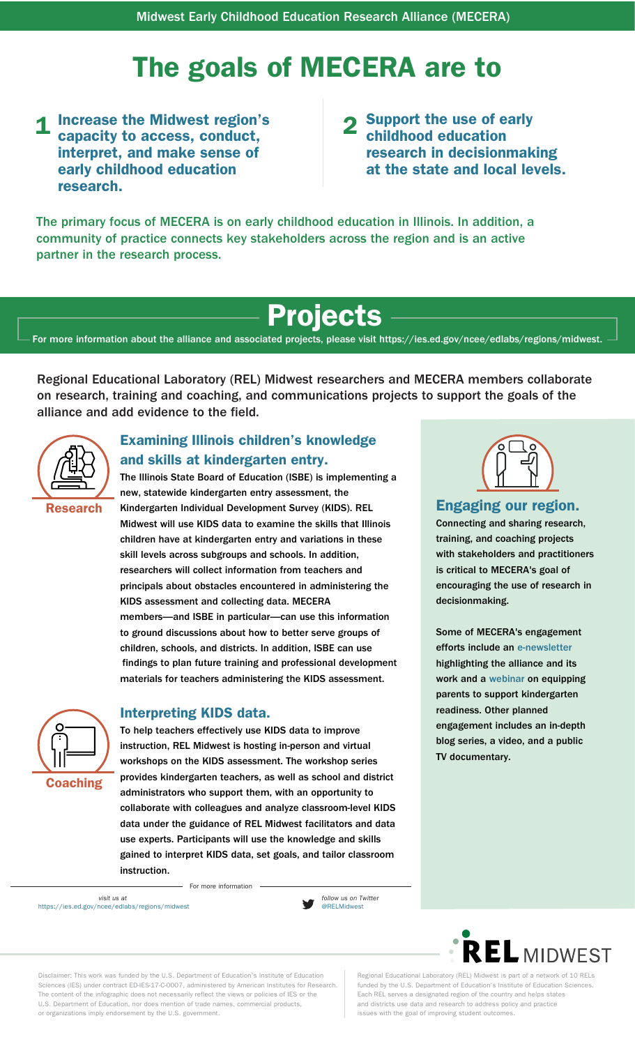Midwest Early Childhood Education Research Alliance (MECERA)

# The goals of MECERA are to

1. **Increase the Midwest region's capacity to access, conduct, interpret, and make sense of early childhood education research.**
2. **Support the use of early childhood education research in decisionmaking at the state and local levels.**

The primary focus of MECERA is on early childhood education in Illinois. In addition, a community of practice connects key stakeholders across the region and is an active partner in the research process.

# Projects

For more information about the alliance and associated projects, please visit https://ies.ed.gov/ncee/edlabs/regions/midwest.

Regional Educational Laboratory (REL) Midwest researchers and MECERA members collaborate on research, training and coaching, and communications projects to support the goals of the alliance and add evidence to the field.

Research

## Examining Illinois children's knowledge and skills at kindergarten entry.

The Illinois State Board of Education (ISBE) is implementing a new, statewide kindergarten entry assessment, the Kindergarten Individual Development Survey (KIDS). REL Midwest will use KIDS data to examine the skills that Illinois children have at kindergarten entry and variations in these skill levels across subgroups and schools. In addition, researchers will collect information from teachers and principals about obstacles encountered in administering the KIDS assessment and collecting data. MECERA members—and ISBE in particular—can use this information to ground discussions about how to better serve groups of children, schools, and districts. In addition, ISBE can use findings to plan future training and professional development materials for teachers administering the KIDS assessment.

Coaching

## Interpreting KIDS data.

To help teachers effectively use KIDS data to improve instruction, REL Midwest is hosting in-person and virtual workshops on the KIDS assessment. The workshop series provides kindergarten teachers, as well as school and district administrators who support them, with an opportunity to collaborate with colleagues and analyze classroom-level KIDS data under the guidance of REL Midwest facilitators and data use experts. Participants will use the knowledge and skills gained to interpret KIDS data, set goals, and tailor classroom instruction.

## Engaging our region.

Connecting and sharing research, training, and coaching projects with stakeholders and practitioners is critical to MECERA's goal of encouraging the use of research in decisionmaking.

Some of MECERA's engagement efforts include an e-newsletter highlighting the alliance and its work and a webinar on equipping parents to support kindergarten readiness. Other planned engagement includes an in-depth blog series, a video, and a public TV documentary.

For more information

*visit us at*
https://ies.ed.gov/ncee/edlabs/regions/midwest

*follow us on Twitter*
@RELMidwest

REL MIDWEST

Disclaimer: This work was funded by the U.S. Department of Education's Institute of Education Sciences (IES) under contract ED-IES-17-C-0007, administered by American Institutes for Research. The content of the infographic does not necessarily reflect the views or policies of IES or the U.S. Department of Education, nor does mention of trade names, commercial products, or organizations imply endorsement by the U.S. government.

Regional Educational Laboratory (REL) Midwest is part of a network of 10 RELs funded by the U.S. Department of Education's Institute of Education Sciences. Each REL serves a designated region of the country and helps states and districts use data and research to address policy and practice issues with the goal of improving student outcomes.